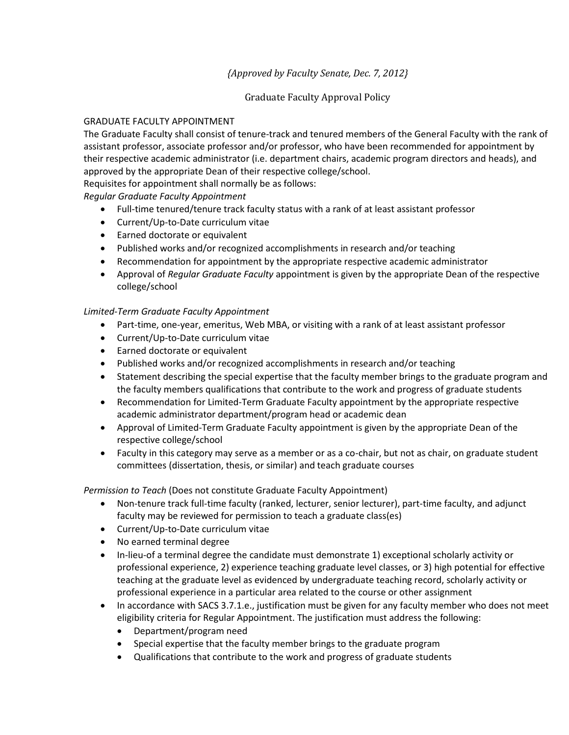*{Approved by Faculty Senate, Dec. 7, 2012}*

# Graduate Faculty Approval Policy

## GRADUATE FACULTY APPOINTMENT

The Graduate Faculty shall consist of tenure-track and tenured members of the General Faculty with the rank of assistant professor, associate professor and/or professor, who have been recommended for appointment by their respective academic administrator (i.e. department chairs, academic program directors and heads), and approved by the appropriate Dean of their respective college/school.

Requisites for appointment shall normally be as follows:

*Regular Graduate Faculty Appointment*

- Full-time tenured/tenure track faculty status with a rank of at least assistant professor
- Current/Up-to-Date curriculum vitae
- Earned doctorate or equivalent
- Published works and/or recognized accomplishments in research and/or teaching
- Recommendation for appointment by the appropriate respective academic administrator
- Approval of *Regular Graduate Faculty* appointment is given by the appropriate Dean of the respective college/school

*Limited-Term Graduate Faculty Appointment*

- Part-time, one-year, emeritus, Web MBA, or visiting with a rank of at least assistant professor
- Current/Up-to-Date curriculum vitae
- Earned doctorate or equivalent
- Published works and/or recognized accomplishments in research and/or teaching
- Statement describing the special expertise that the faculty member brings to the graduate program and the faculty members qualifications that contribute to the work and progress of graduate students
- Recommendation for Limited-Term Graduate Faculty appointment by the appropriate respective academic administrator department/program head or academic dean
- Approval of Limited-Term Graduate Faculty appointment is given by the appropriate Dean of the respective college/school
- Faculty in this category may serve as a member or as a co-chair, but not as chair, on graduate student committees (dissertation, thesis, or similar) and teach graduate courses

*Permission to Teach* (Does not constitute Graduate Faculty Appointment)

- Non-tenure track full-time faculty (ranked, lecturer, senior lecturer), part-time faculty, and adjunct faculty may be reviewed for permission to teach a graduate class(es)
- Current/Up-to-Date curriculum vitae
- No earned terminal degree
- In-lieu-of a terminal degree the candidate must demonstrate 1) exceptional scholarly activity or professional experience, 2) experience teaching graduate level classes, or 3) high potential for effective teaching at the graduate level as evidenced by undergraduate teaching record, scholarly activity or professional experience in a particular area related to the course or other assignment
- In accordance with SACS 3.7.1.e., justification must be given for any faculty member who does not meet eligibility criteria for Regular Appointment. The justification must address the following:
  - Department/program need
  - Special expertise that the faculty member brings to the graduate program
  - Qualifications that contribute to the work and progress of graduate students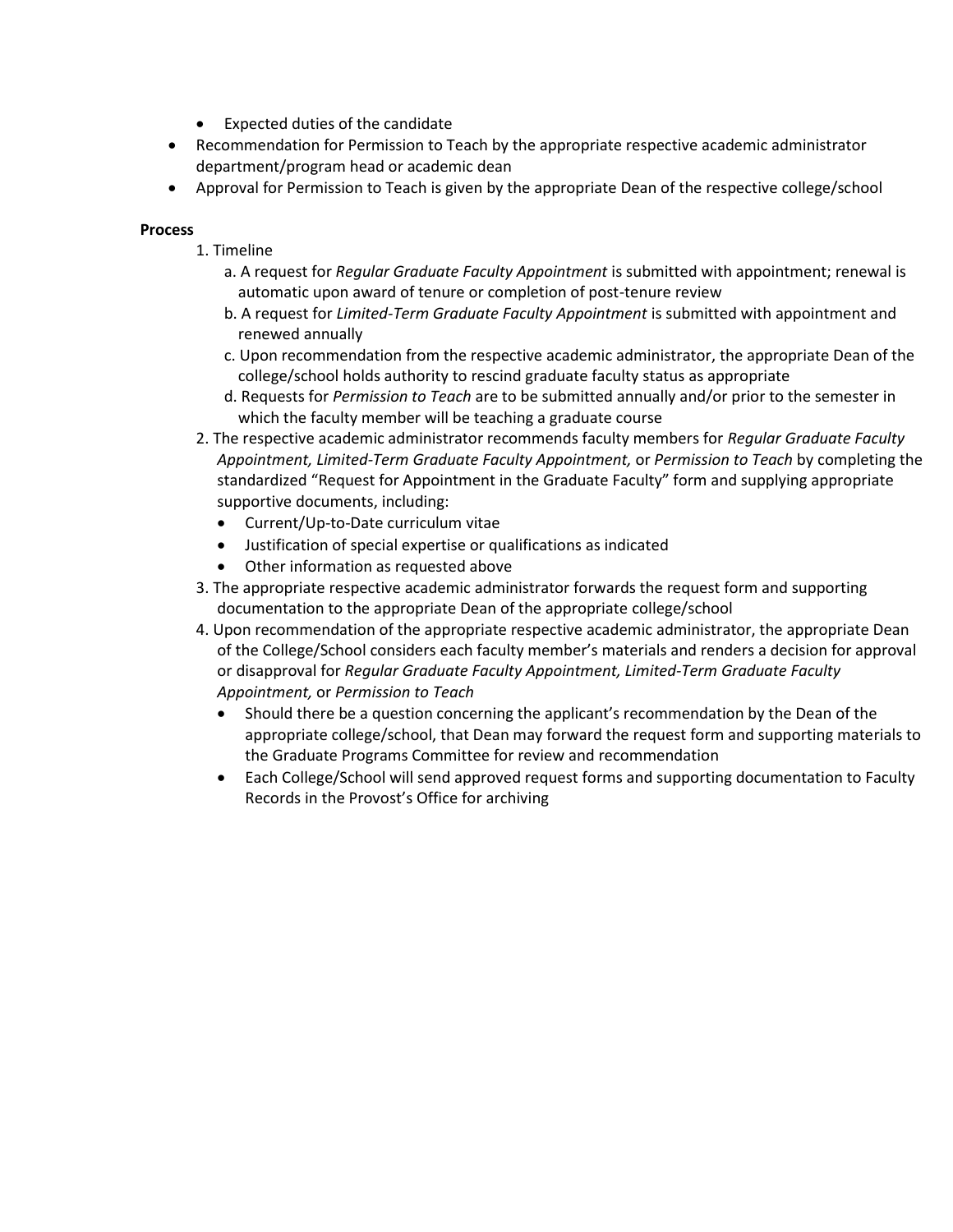- Expected duties of the candidate
- Recommendation for Permission to Teach by the appropriate respective academic administrator department/program head or academic dean
- Approval for Permission to Teach is given by the appropriate Dean of the respective college/school

**Process**

1. Timeline
    a. A request for *Regular Graduate Faculty Appointment* is submitted with appointment; renewal is automatic upon award of tenure or completion of post-tenure review
    b. A request for *Limited-Term Graduate Faculty Appointment* is submitted with appointment and renewed annually
    c. Upon recommendation from the respective academic administrator, the appropriate Dean of the college/school holds authority to rescind graduate faculty status as appropriate
    d. Requests for *Permission to Teach* are to be submitted annually and/or prior to the semester in which the faculty member will be teaching a graduate course
2. The respective academic administrator recommends faculty members for *Regular Graduate Faculty Appointment, Limited-Term Graduate Faculty Appointment,* or *Permission to Teach* by completing the standardized "Request for Appointment in the Graduate Faculty" form and supplying appropriate supportive documents, including:
    - Current/Up-to-Date curriculum vitae
    - Justification of special expertise or qualifications as indicated
    - Other information as requested above
3. The appropriate respective academic administrator forwards the request form and supporting documentation to the appropriate Dean of the appropriate college/school
4. Upon recommendation of the appropriate respective academic administrator, the appropriate Dean of the College/School considers each faculty member's materials and renders a decision for approval or disapproval for *Regular Graduate Faculty Appointment, Limited-Term Graduate Faculty Appointment,* or *Permission to Teach*
    - Should there be a question concerning the applicant's recommendation by the Dean of the appropriate college/school, that Dean may forward the request form and supporting materials to the Graduate Programs Committee for review and recommendation
    - Each College/School will send approved request forms and supporting documentation to Faculty Records in the Provost's Office for archiving